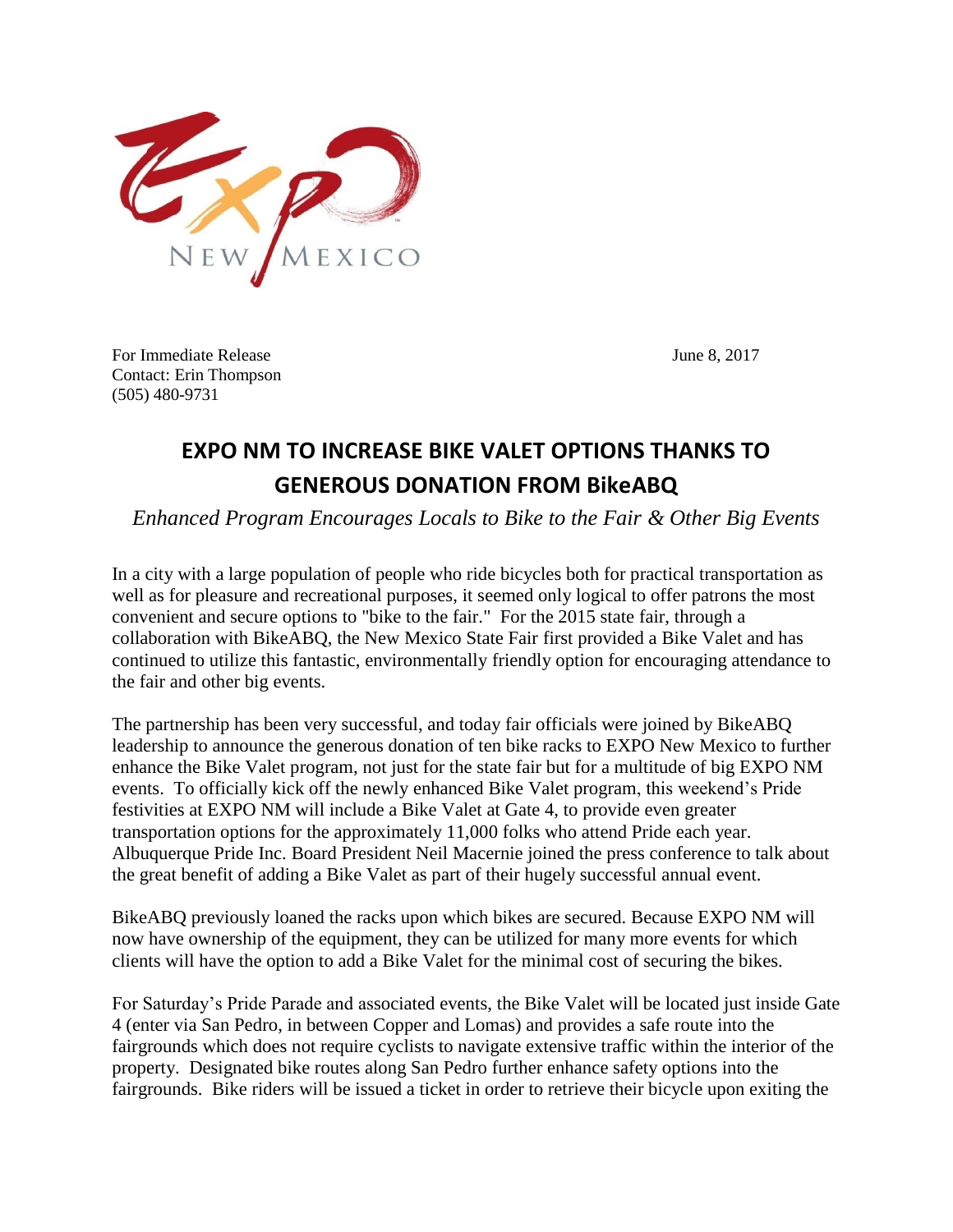For Immediate Release June 8, 2017
Contact: Erin Thompson
(505) 480-9731

# EXPO NM TO INCREASE BIKE VALET OPTIONS THANKS TO GENEROUS DONATION FROM BikeABQ

*Enhanced Program Encourages Locals to Bike to the Fair & Other Big Events*

In a city with a large population of people who ride bicycles both for practical transportation as well as for pleasure and recreational purposes, it seemed only logical to offer patrons the most convenient and secure options to "bike to the fair." For the 2015 state fair, through a collaboration with BikeABQ, the New Mexico State Fair first provided a Bike Valet and has continued to utilize this fantastic, environmentally friendly option for encouraging attendance to the fair and other big events.

The partnership has been very successful, and today fair officials were joined by BikeABQ leadership to announce the generous donation of ten bike racks to EXPO New Mexico to further enhance the Bike Valet program, not just for the state fair but for a multitude of big EXPO NM events. To officially kick off the newly enhanced Bike Valet program, this weekend's Pride festivities at EXPO NM will include a Bike Valet at Gate 4, to provide even greater transportation options for the approximately 11,000 folks who attend Pride each year. Albuquerque Pride Inc. Board President Neil Macernie joined the press conference to talk about the great benefit of adding a Bike Valet as part of their hugely successful annual event.

BikeABQ previously loaned the racks upon which bikes are secured. Because EXPO NM will now have ownership of the equipment, they can be utilized for many more events for which clients will have the option to add a Bike Valet for the minimal cost of securing the bikes.

For Saturday's Pride Parade and associated events, the Bike Valet will be located just inside Gate 4 (enter via San Pedro, in between Copper and Lomas) and provides a safe route into the fairgrounds which does not require cyclists to navigate extensive traffic within the interior of the property. Designated bike routes along San Pedro further enhance safety options into the fairgrounds. Bike riders will be issued a ticket in order to retrieve their bicycle upon exiting the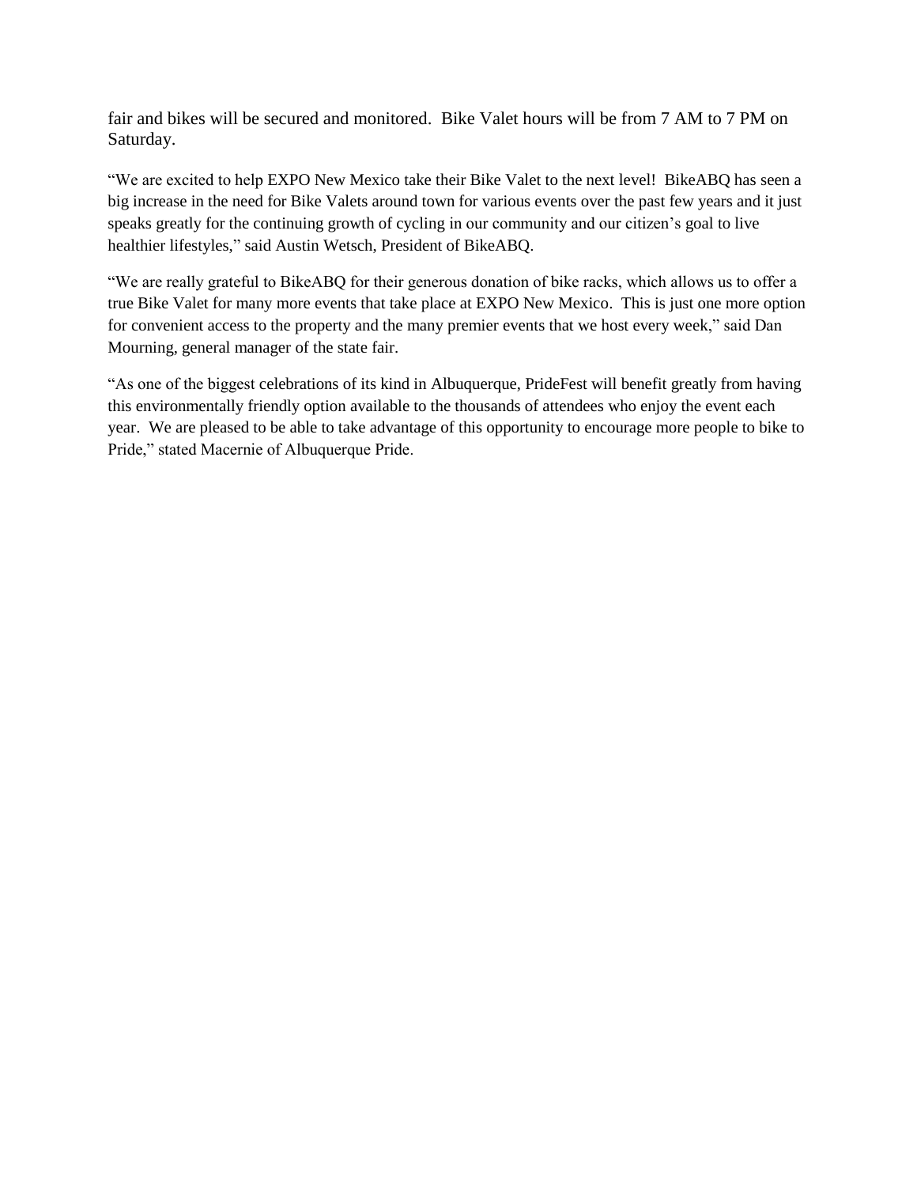fair and bikes will be secured and monitored. Bike Valet hours will be from 7 AM to 7 PM on Saturday.

"We are excited to help EXPO New Mexico take their Bike Valet to the next level! BikeABQ has seen a big increase in the need for Bike Valets around town for various events over the past few years and it just speaks greatly for the continuing growth of cycling in our community and our citizen's goal to live healthier lifestyles," said Austin Wetsch, President of BikeABQ.

"We are really grateful to BikeABQ for their generous donation of bike racks, which allows us to offer a true Bike Valet for many more events that take place at EXPO New Mexico. This is just one more option for convenient access to the property and the many premier events that we host every week," said Dan Mourning, general manager of the state fair.

"As one of the biggest celebrations of its kind in Albuquerque, PrideFest will benefit greatly from having this environmentally friendly option available to the thousands of attendees who enjoy the event each year. We are pleased to be able to take advantage of this opportunity to encourage more people to bike to Pride," stated Macernie of Albuquerque Pride.